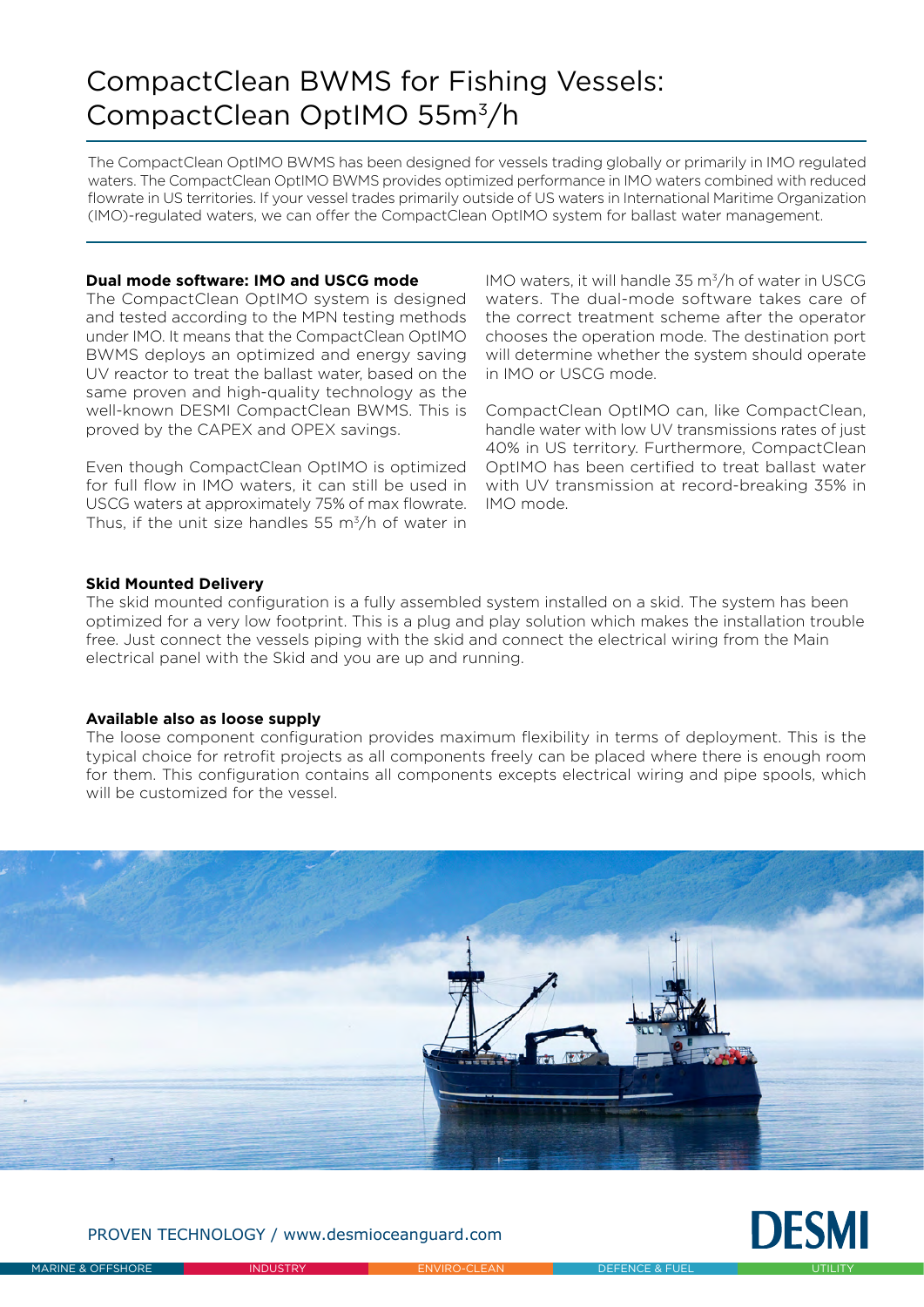# CompactClean BWMS for Fishing Vessels: CompactClean OptIMO 55m$^3$/h

The CompactClean OptIMO BWMS has been designed for vessels trading globally or primarily in IMO regulated waters. The CompactClean OptIMO BWMS provides optimized performance in IMO waters combined with reduced flowrate in US territories. If your vessel trades primarily outside of US waters in International Maritime Organization (IMO)-regulated waters, we can offer the CompactClean OptIMO system for ballast water management.

**Dual mode software: IMO and USCG mode**

The CompactClean OptIMO system is designed and tested according to the MPN testing methods under IMO. It means that the CompactClean OptIMO BWMS deploys an optimized and energy saving UV reactor to treat the ballast water, based on the same proven and high-quality technology as the well-known DESMI CompactClean BWMS. This is proved by the CAPEX and OPEX savings.

Even though CompactClean OptIMO is optimized for full flow in IMO waters, it can still be used in USCG waters at approximately 75% of max flowrate. Thus, if the unit size handles 55 m$^3$/h of water in IMO waters, it will handle 35 m$^3$/h of water in USCG waters. The dual-mode software takes care of the correct treatment scheme after the operator chooses the operation mode. The destination port will determine whether the system should operate in IMO or USCG mode.

CompactClean OptIMO can, like CompactClean, handle water with low UV transmissions rates of just 40% in US territory. Furthermore, CompactClean OptIMO has been certified to treat ballast water with UV transmission at record-breaking 35% in IMO mode.

**Skid Mounted Delivery**

The skid mounted configuration is a fully assembled system installed on a skid. The system has been optimized for a very low footprint. This is a plug and play solution which makes the installation trouble free. Just connect the vessels piping with the skid and connect the electrical wiring from the Main electrical panel with the Skid and you are up and running.

**Available also as loose supply**

The loose component configuration provides maximum flexibility in terms of deployment. This is the typical choice for retrofit projects as all components freely can be placed where there is enough room for them. This configuration contains all components excepts electrical wiring and pipe spools, which will be customized for the vessel.

PROVEN TECHNOLOGY / www.desmioceanguard.com

DESMI

MARINE & OFFSHORE | INDUSTRY | ENVIRO-CLEAN | DEFENCE & FUEL | UTILITY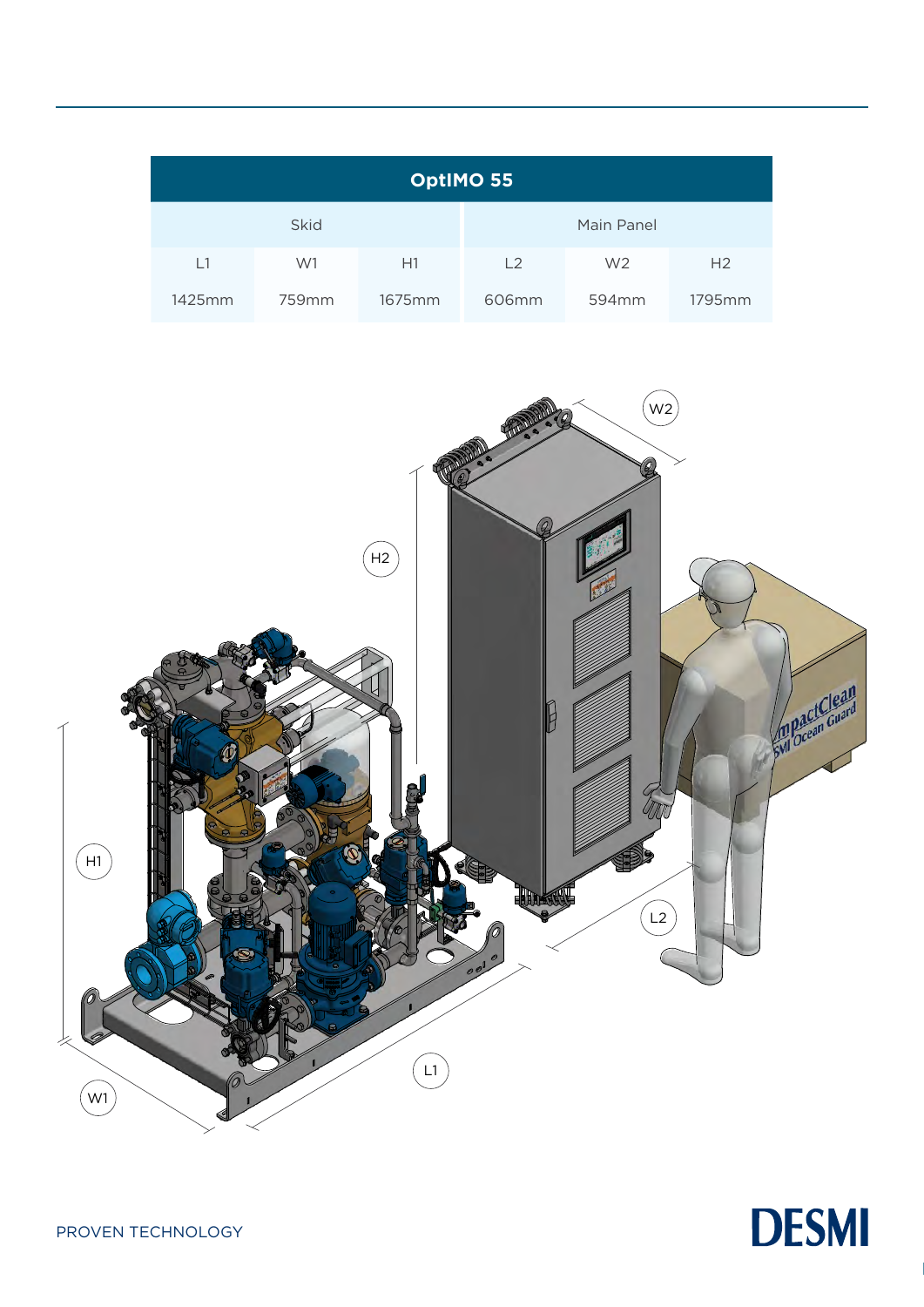| OptIMO 55 | | | | | |
|---|---|---|---|---|---|
| Skid | | | Main Panel | | |
| L1 | W1 | H1 | L2 | W2 | H2 |
| 1425mm | 759mm | 1675mm | 606mm | 594mm | 1795mm |

PROVEN TECHNOLOGY